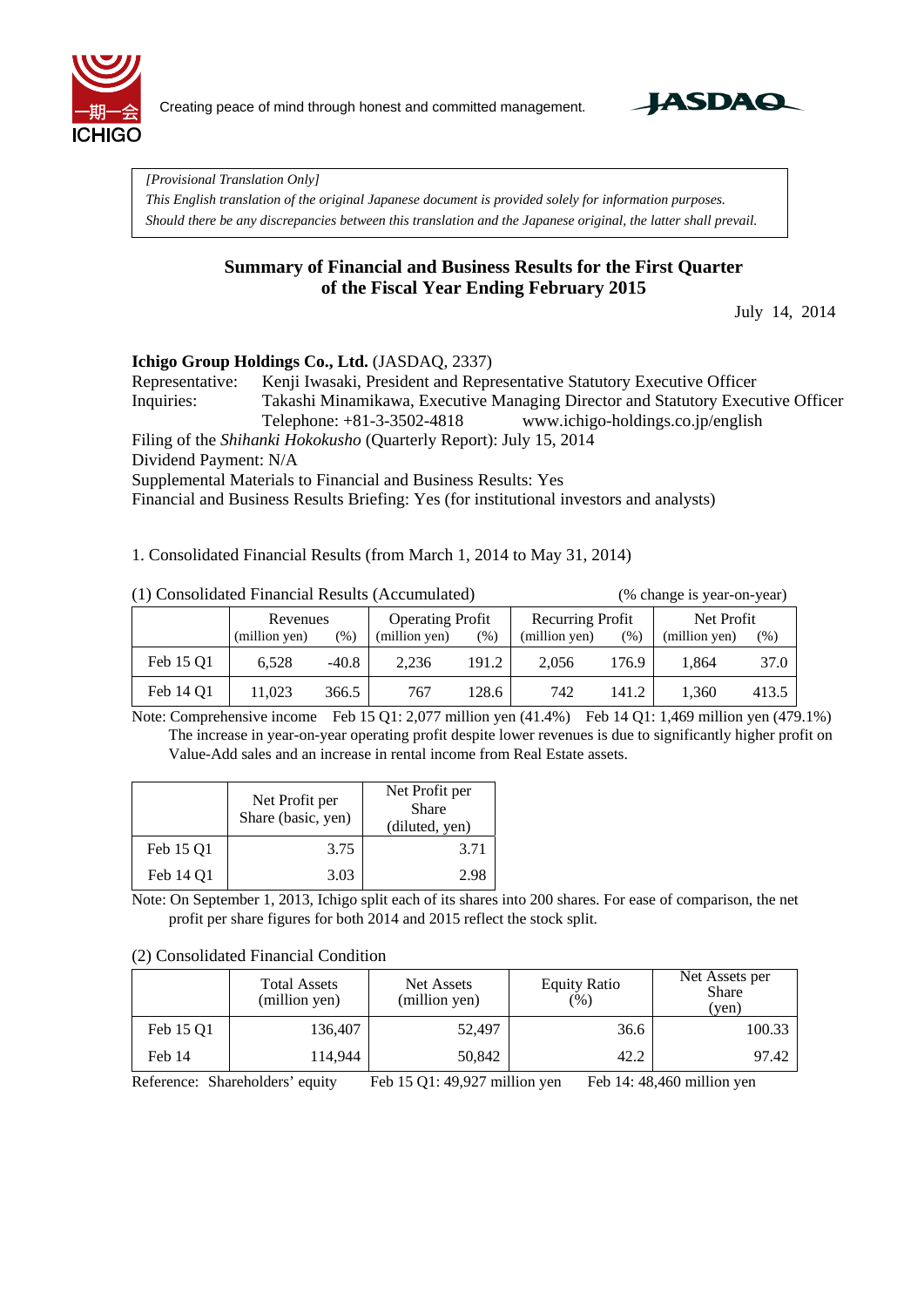Creating peace of mind through honest and committed management.

*[Provisional Translation Only]*
*This English translation of the original Japanese document is provided solely for information purposes.*
*Should there be any discrepancies between this translation and the Japanese original, the latter shall prevail.*

# Summary of Financial and Business Results for the First Quarter of the Fiscal Year Ending February 2015

July 14, 2014

**Ichigo Group Holdings Co., Ltd.** (JASDAQ, 2337)
Representative: Kenji Iwasaki, President and Representative Statutory Executive Officer
Inquiries: Takashi Minamikawa, Executive Managing Director and Statutory Executive Officer
Telephone: +81-3-3502-4818 www.ichigo-holdings.co.jp/english
Filing of the *Shihanki Hokokusho* (Quarterly Report): July 15, 2014
Dividend Payment: N/A
Supplemental Materials to Financial and Business Results: Yes
Financial and Business Results Briefing: Yes (for institutional investors and analysts)

1. Consolidated Financial Results (from March 1, 2014 to May 31, 2014)

(1) Consolidated Financial Results (Accumulated) (% change is year-on-year)

| | Revenues (million yen) | (%) | Operating Profit (million yen) | (%) | Recurring Profit (million yen) | (%) | Net Profit (million yen) | (%) |
|---|---|---|---|---|---|---|---|---|
| Feb 15 Q1 | 6,528 | -40.8 | 2,236 | 191.2 | 2,056 | 176.9 | 1,864 | 37.0 |
| Feb 14 Q1 | 11,023 | 366.5 | 767 | 128.6 | 742 | 141.2 | 1,360 | 413.5 |

Note: Comprehensive income Feb 15 Q1: 2,077 million yen (41.4%) Feb 14 Q1: 1,469 million yen (479.1%)
The increase in year-on-year operating profit despite lower revenues is due to significantly higher profit on Value-Add sales and an increase in rental income from Real Estate assets.

| | Net Profit per Share (basic, yen) | Net Profit per Share (diluted, yen) |
|---|---|---|
| Feb 15 Q1 | 3.75 | 3.71 |
| Feb 14 Q1 | 3.03 | 2.98 |

Note: On September 1, 2013, Ichigo split each of its shares into 200 shares. For ease of comparison, the net profit per share figures for both 2014 and 2015 reflect the stock split.

(2) Consolidated Financial Condition

| | Total Assets (million yen) | Net Assets (million yen) | Equity Ratio (%) | Net Assets per Share (yen) |
|---|---|---|---|---|
| Feb 15 Q1 | 136,407 | 52,497 | 36.6 | 100.33 |
| Feb 14 | 114,944 | 50,842 | 42.2 | 97.42 |

Reference: Shareholders' equity Feb 15 Q1: 49,927 million yen Feb 14: 48,460 million yen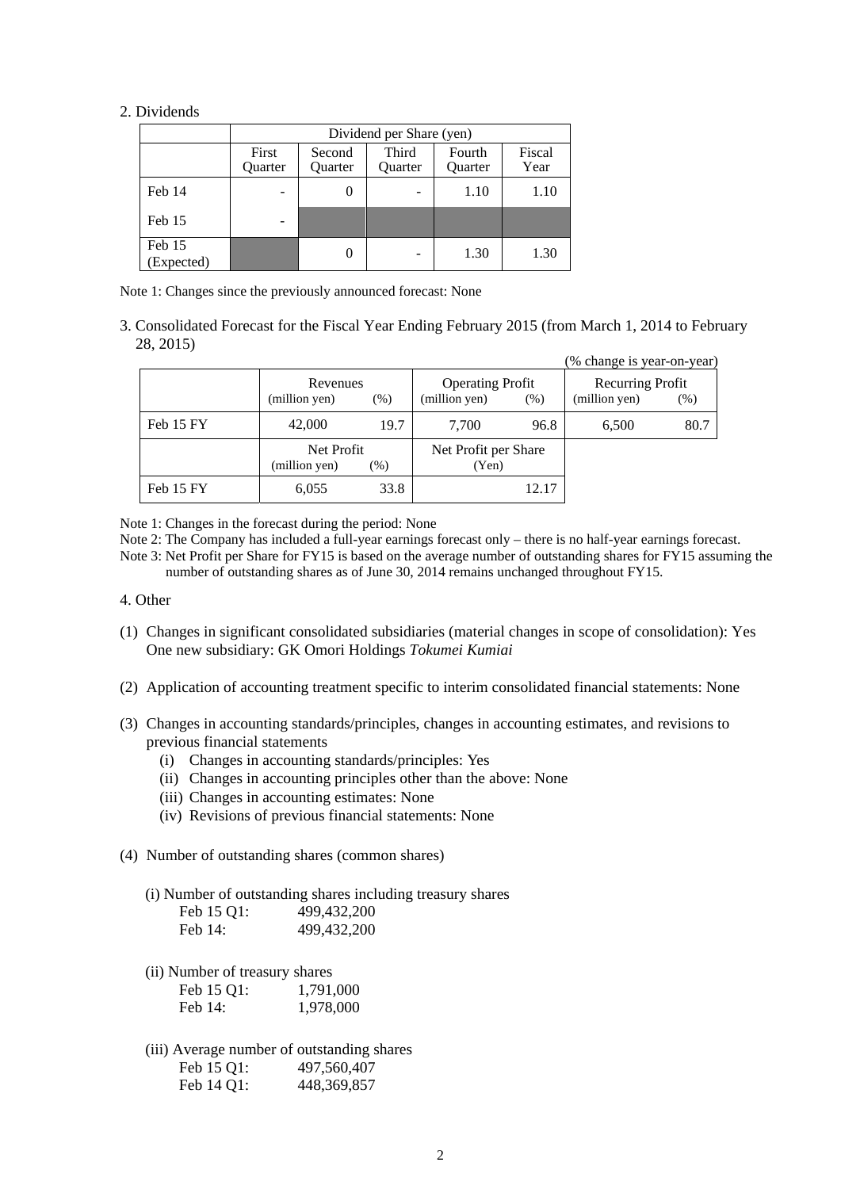2. Dividends

| | Dividend per Share (yen) | | | | |
|---|---|---|---|---|---|
| | First Quarter | Second Quarter | Third Quarter | Fourth Quarter | Fiscal Year |
| Feb 14 | - | 0 | - | 1.10 | 1.10 |
| Feb 15 | - | | | | |
| Feb 15 (Expected) | | 0 | - | 1.30 | 1.30 |

Note 1: Changes since the previously announced forecast: None

3. Consolidated Forecast for the Fiscal Year Ending February 2015 (from March 1, 2014 to February 28, 2015)

(% change is year-on-year)

| | Revenues (million yen) | (%) | Operating Profit (million yen) | (%) | Recurring Profit (million yen) | (%) |
|---|---|---|---|---|---|---|
| Feb 15 FY | 42,000 | 19.7 | 7,700 | 96.8 | 6,500 | 80.7 |
| | Net Profit (million yen) | (%) | Net Profit per Share (Yen) | | | |
| Feb 15 FY | 6,055 | 33.8 | 12.17 | | | |

Note 1: Changes in the forecast during the period: None

Note 2: The Company has included a full-year earnings forecast only – there is no half-year earnings forecast.

Note 3: Net Profit per Share for FY15 is based on the average number of outstanding shares for FY15 assuming the number of outstanding shares as of June 30, 2014 remains unchanged throughout FY15.

4. Other

(1) Changes in significant consolidated subsidiaries (material changes in scope of consolidation): Yes
One new subsidiary: GK Omori Holdings *Tokumei Kumiai*

(2) Application of accounting treatment specific to interim consolidated financial statements: None

(3) Changes in accounting standards/principles, changes in accounting estimates, and revisions to previous financial statements
   (i) Changes in accounting standards/principles: Yes
   (ii) Changes in accounting principles other than the above: None
   (iii) Changes in accounting estimates: None
   (iv) Revisions of previous financial statements: None

(4) Number of outstanding shares (common shares)

(i) Number of outstanding shares including treasury shares
   Feb 15 Q1: 499,432,200
   Feb 14: 499,432,200

(ii) Number of treasury shares
   Feb 15 Q1: 1,791,000
   Feb 14: 1,978,000

(iii) Average number of outstanding shares
   Feb 15 Q1: 497,560,407
   Feb 14 Q1: 448,369,857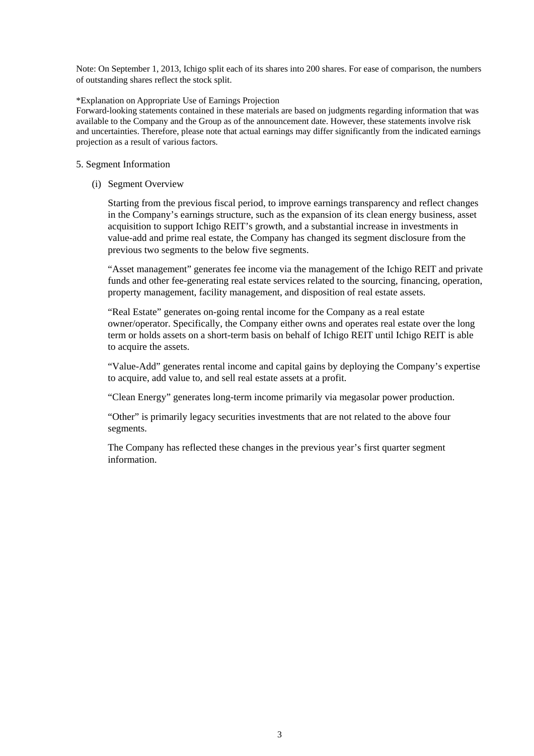Note: On September 1, 2013, Ichigo split each of its shares into 200 shares. For ease of comparison, the numbers of outstanding shares reflect the stock split.

*Explanation on Appropriate Use of Earnings Projection
Forward-looking statements contained in these materials are based on judgments regarding information that was available to the Company and the Group as of the announcement date. However, these statements involve risk and uncertainties. Therefore, please note that actual earnings may differ significantly from the indicated earnings projection as a result of various factors.

## 5. Segment Information

### (i) Segment Overview

Starting from the previous fiscal period, to improve earnings transparency and reflect changes in the Company's earnings structure, such as the expansion of its clean energy business, asset acquisition to support Ichigo REIT's growth, and a substantial increase in investments in value-add and prime real estate, the Company has changed its segment disclosure from the previous two segments to the below five segments.

"Asset management" generates fee income via the management of the Ichigo REIT and private funds and other fee-generating real estate services related to the sourcing, financing, operation, property management, facility management, and disposition of real estate assets.

"Real Estate" generates on-going rental income for the Company as a real estate owner/operator. Specifically, the Company either owns and operates real estate over the long term or holds assets on a short-term basis on behalf of Ichigo REIT until Ichigo REIT is able to acquire the assets.

"Value-Add" generates rental income and capital gains by deploying the Company's expertise to acquire, add value to, and sell real estate assets at a profit.

"Clean Energy" generates long-term income primarily via megasolar power production.

"Other" is primarily legacy securities investments that are not related to the above four segments.

The Company has reflected these changes in the previous year's first quarter segment information.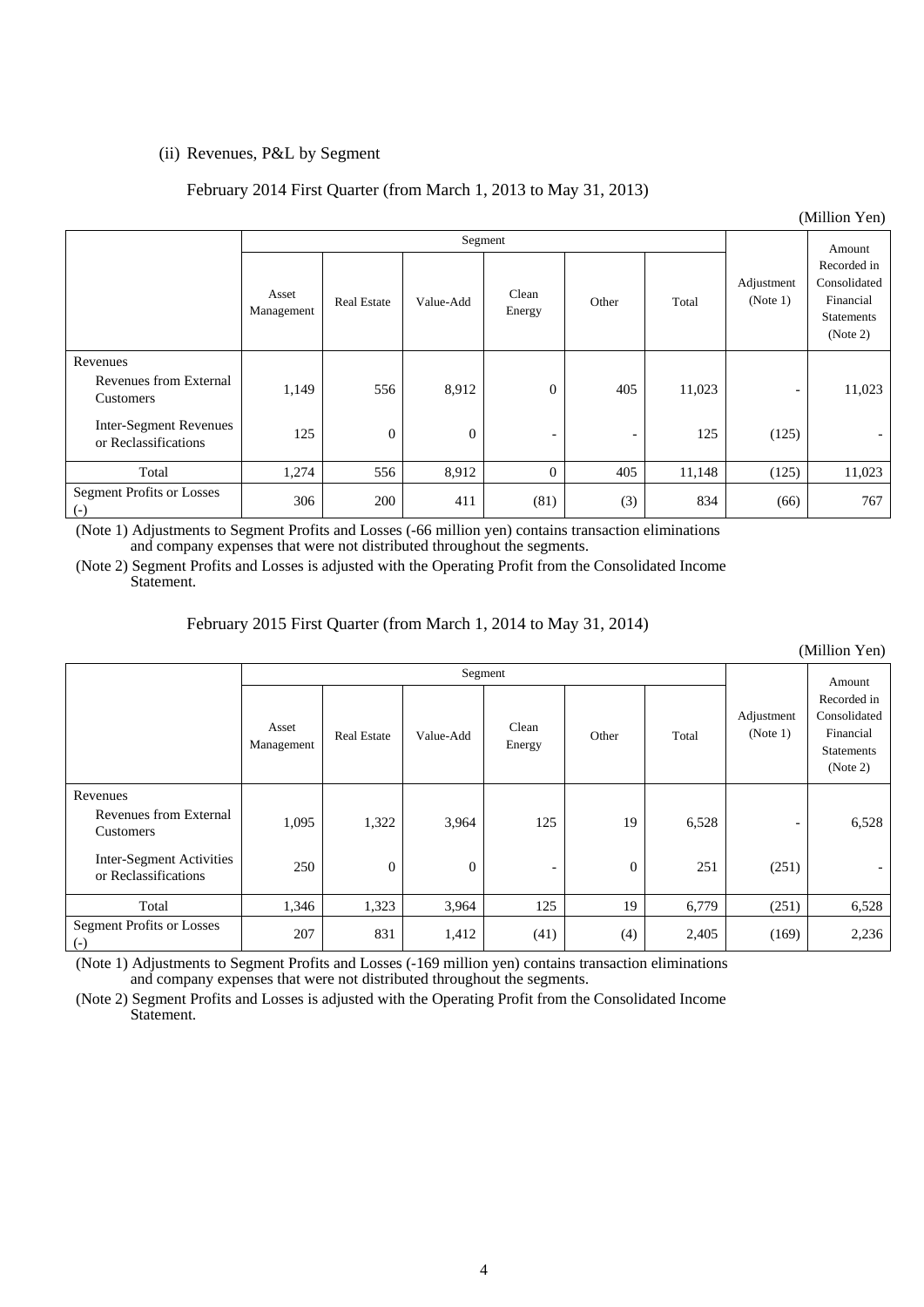(ii) Revenues, P&L by Segment

February 2014 First Quarter (from March 1, 2013 to May 31, 2013)

(Million Yen)

| | Segment | | | | | | Adjustment (Note 1) | Amount Recorded in Consolidated Financial Statements (Note 2) |
|---|---|---|---|---|---|---|---|---|
| | Asset Management | Real Estate | Value-Add | Clean Energy | Other | Total | | |
| Revenues | | | | | | | | |
| Revenues from External Customers | 1,149 | 556 | 8,912 | 0 | 405 | 11,023 | - | 11,023 |
| Inter-Segment Revenues or Reclassifications | 125 | 0 | 0 | - | - | 125 | (125) | - |
| Total | 1,274 | 556 | 8,912 | 0 | 405 | 11,148 | (125) | 11,023 |
| Segment Profits or Losses (-) | 306 | 200 | 411 | (81) | (3) | 834 | (66) | 767 |

(Note 1) Adjustments to Segment Profits and Losses (-66 million yen) contains transaction eliminations and company expenses that were not distributed throughout the segments.

(Note 2) Segment Profits and Losses is adjusted with the Operating Profit from the Consolidated Income Statement.

February 2015 First Quarter (from March 1, 2014 to May 31, 2014)

(Million Yen)

| | Segment | | | | | | Adjustment (Note 1) | Amount Recorded in Consolidated Financial Statements (Note 2) |
|---|---|---|---|---|---|---|---|---|
| | Asset Management | Real Estate | Value-Add | Clean Energy | Other | Total | | |
| Revenues | | | | | | | | |
| Revenues from External Customers | 1,095 | 1,322 | 3,964 | 125 | 19 | 6,528 | - | 6,528 |
| Inter-Segment Activities or Reclassifications | 250 | 0 | 0 | - | 0 | 251 | (251) | - |
| Total | 1,346 | 1,323 | 3,964 | 125 | 19 | 6,779 | (251) | 6,528 |
| Segment Profits or Losses (-) | 207 | 831 | 1,412 | (41) | (4) | 2,405 | (169) | 2,236 |

(Note 1) Adjustments to Segment Profits and Losses (-169 million yen) contains transaction eliminations and company expenses that were not distributed throughout the segments.

(Note 2) Segment Profits and Losses is adjusted with the Operating Profit from the Consolidated Income Statement.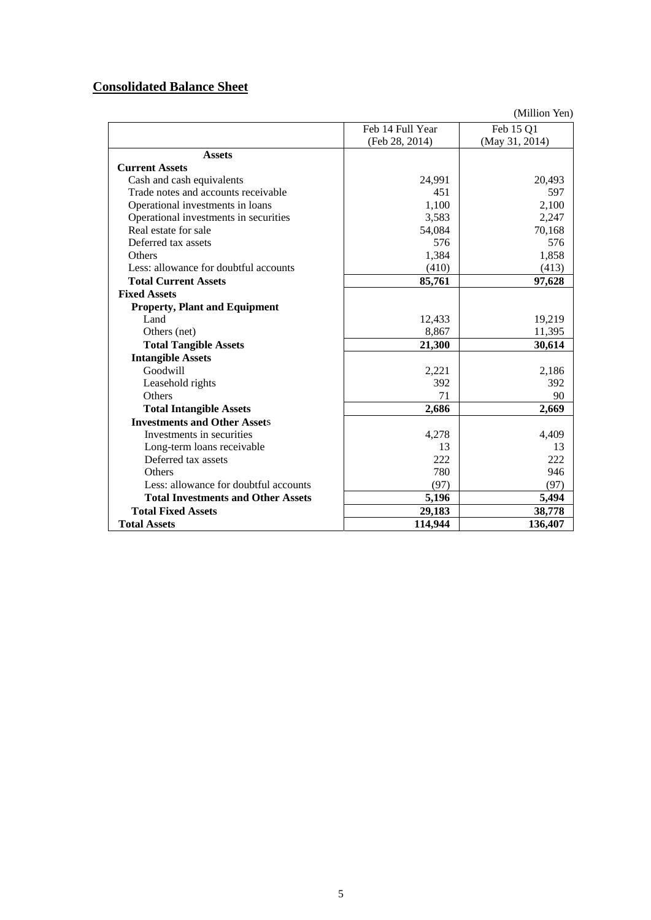## Consolidated Balance Sheet

(Million Yen)

| | Feb 14 Full Year (Feb 28, 2014) | Feb 15 Q1 (May 31, 2014) |
|---|---|---|
| **Assets** | | |
| **Current Assets** | | |
| Cash and cash equivalents | 24,991 | 20,493 |
| Trade notes and accounts receivable | 451 | 597 |
| Operational investments in loans | 1,100 | 2,100 |
| Operational investments in securities | 3,583 | 2,247 |
| Real estate for sale | 54,084 | 70,168 |
| Deferred tax assets | 576 | 576 |
| Others | 1,384 | 1,858 |
| Less: allowance for doubtful accounts | (410) | (413) |
| **Total Current Assets** | **85,761** | **97,628** |
| **Fixed Assets** | | |
| **Property, Plant and Equipment** | | |
| Land | 12,433 | 19,219 |
| Others (net) | 8,867 | 11,395 |
| **Total Tangible Assets** | **21,300** | **30,614** |
| **Intangible Assets** | | |
| Goodwill | 2,221 | 2,186 |
| Leasehold rights | 392 | 392 |
| Others | 71 | 90 |
| **Total Intangible Assets** | **2,686** | **2,669** |
| **Investments and Other Assets** | | |
| Investments in securities | 4,278 | 4,409 |
| Long-term loans receivable | 13 | 13 |
| Deferred tax assets | 222 | 222 |
| Others | 780 | 946 |
| Less: allowance for doubtful accounts | (97) | (97) |
| **Total Investments and Other Assets** | **5,196** | **5,494** |
| **Total Fixed Assets** | **29,183** | **38,778** |
| **Total Assets** | **114,944** | **136,407** |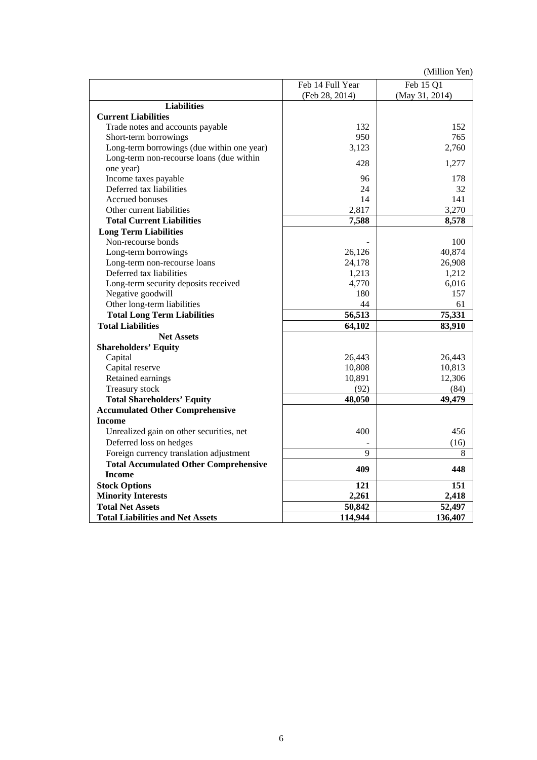(Million Yen)

| | Feb 14 Full Year (Feb 28, 2014) | Feb 15 Q1 (May 31, 2014) |
|---|---|---|
| **Liabilities** | | |
| **Current Liabilities** | | |
| Trade notes and accounts payable | 132 | 152 |
| Short-term borrowings | 950 | 765 |
| Long-term borrowings (due within one year) | 3,123 | 2,760 |
| Long-term non-recourse loans (due within one year) | 428 | 1,277 |
| Income taxes payable | 96 | 178 |
| Deferred tax liabilities | 24 | 32 |
| Accrued bonuses | 14 | 141 |
| Other current liabilities | 2,817 | 3,270 |
| **Total Current Liabilities** | **7,588** | **8,578** |
| **Long Term Liabilities** | | |
| Non-recourse bonds | - | 100 |
| Long-term borrowings | 26,126 | 40,874 |
| Long-term non-recourse loans | 24,178 | 26,908 |
| Deferred tax liabilities | 1,213 | 1,212 |
| Long-term security deposits received | 4,770 | 6,016 |
| Negative goodwill | 180 | 157 |
| Other long-term liabilities | 44 | 61 |
| **Total Long Term Liabilities** | **56,513** | **75,331** |
| **Total Liabilities** | **64,102** | **83,910** |
| **Net Assets** | | |
| **Shareholders' Equity** | | |
| Capital | 26,443 | 26,443 |
| Capital reserve | 10,808 | 10,813 |
| Retained earnings | 10,891 | 12,306 |
| Treasury stock | (92) | (84) |
| **Total Shareholders' Equity** | **48,050** | **49,479** |
| **Accumulated Other Comprehensive Income** | | |
| Unrealized gain on other securities, net | 400 | 456 |
| Deferred loss on hedges | - | (16) |
| Foreign currency translation adjustment | 9 | 8 |
| **Total Accumulated Other Comprehensive Income** | **409** | **448** |
| **Stock Options** | **121** | **151** |
| **Minority Interests** | **2,261** | **2,418** |
| **Total Net Assets** | **50,842** | **52,497** |
| **Total Liabilities and Net Assets** | **114,944** | **136,407** |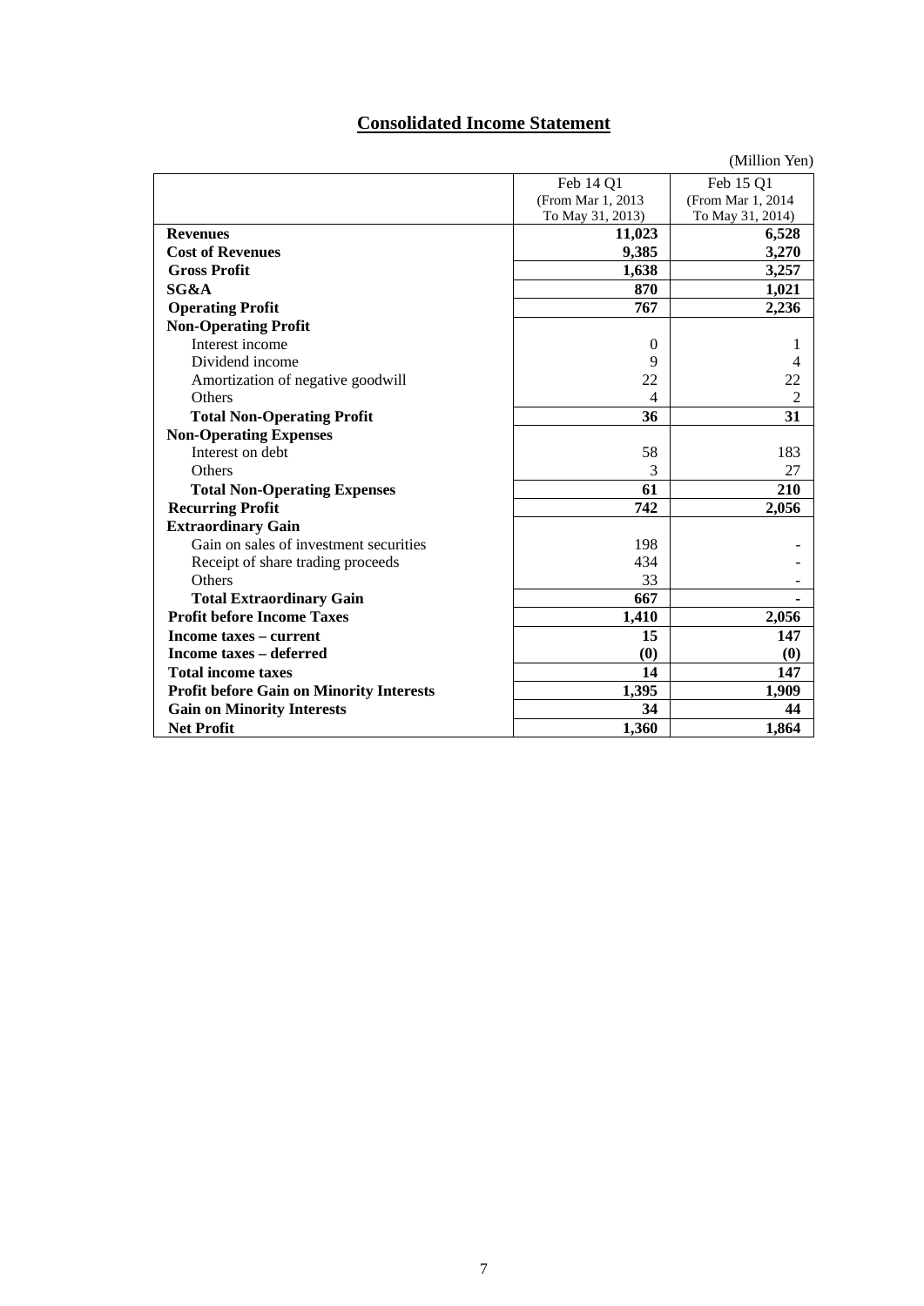# Consolidated Income Statement

(Million Yen)

| | Feb 14 Q1 (From Mar 1, 2013 To May 31, 2013) | Feb 15 Q1 (From Mar 1, 2014 To May 31, 2014) |
|---|---|---|
| **Revenues** | **11,023** | **6,528** |
| **Cost of Revenues** | **9,385** | **3,270** |
| **Gross Profit** | **1,638** | **3,257** |
| **SG&A** | **870** | **1,021** |
| **Operating Profit** | **767** | **2,236** |
| **Non-Operating Profit** | | |
| Interest income | 0 | 1 |
| Dividend income | 9 | 4 |
| Amortization of negative goodwill | 22 | 22 |
| Others | 4 | 2 |
| **Total Non-Operating Profit** | **36** | **31** |
| **Non-Operating Expenses** | | |
| Interest on debt | 58 | 183 |
| Others | 3 | 27 |
| **Total Non-Operating Expenses** | **61** | **210** |
| **Recurring Profit** | **742** | **2,056** |
| **Extraordinary Gain** | | |
| Gain on sales of investment securities | 198 | - |
| Receipt of share trading proceeds | 434 | - |
| Others | 33 | - |
| **Total Extraordinary Gain** | **667** | **-** |
| **Profit before Income Taxes** | **1,410** | **2,056** |
| **Income taxes – current** | **15** | **147** |
| **Income taxes – deferred** | **(0)** | **(0)** |
| **Total income taxes** | **14** | **147** |
| **Profit before Gain on Minority Interests** | **1,395** | **1,909** |
| **Gain on Minority Interests** | **34** | **44** |
| **Net Profit** | **1,360** | **1,864** |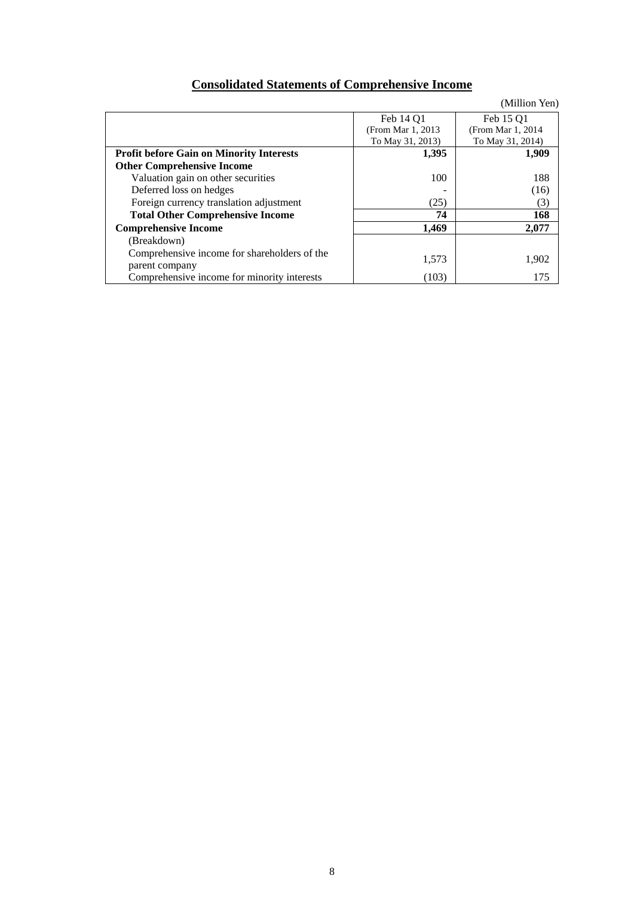## Consolidated Statements of Comprehensive Income

(Million Yen)

| | Feb 14 Q1 (From Mar 1, 2013 To May 31, 2013) | Feb 15 Q1 (From Mar 1, 2014 To May 31, 2014) |
|---|---|---|
| **Profit before Gain on Minority Interests** | **1,395** | **1,909** |
| **Other Comprehensive Income** | | |
| Valuation gain on other securities | 100 | 188 |
| Deferred loss on hedges | - | (16) |
| Foreign currency translation adjustment | (25) | (3) |
| **Total Other Comprehensive Income** | **74** | **168** |
| **Comprehensive Income** | **1,469** | **2,077** |
| (Breakdown) | | |
| Comprehensive income for shareholders of the parent company | 1,573 | 1,902 |
| Comprehensive income for minority interests | (103) | 175 |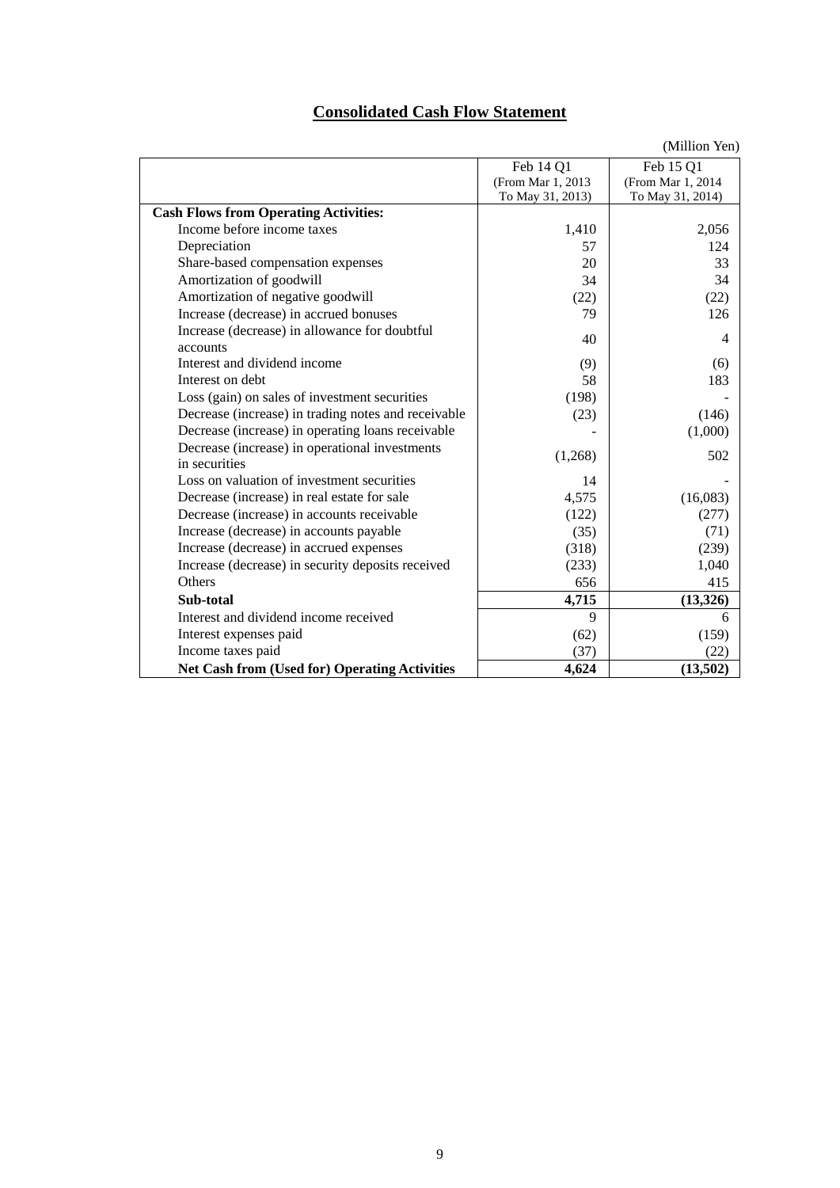# Consolidated Cash Flow Statement

(Million Yen)

| | Feb 14 Q1 (From Mar 1, 2013 To May 31, 2013) | Feb 15 Q1 (From Mar 1, 2014 To May 31, 2014) |
|---|---|---|
| **Cash Flows from Operating Activities:** | | |
| Income before income taxes | 1,410 | 2,056 |
| Depreciation | 57 | 124 |
| Share-based compensation expenses | 20 | 33 |
| Amortization of goodwill | 34 | 34 |
| Amortization of negative goodwill | (22) | (22) |
| Increase (decrease) in accrued bonuses | 79 | 126 |
| Increase (decrease) in allowance for doubtful accounts | 40 | 4 |
| Interest and dividend income | (9) | (6) |
| Interest on debt | 58 | 183 |
| Loss (gain) on sales of investment securities | (198) | - |
| Decrease (increase) in trading notes and receivable | (23) | (146) |
| Decrease (increase) in operating loans receivable | - | (1,000) |
| Decrease (increase) in operational investments in securities | (1,268) | 502 |
| Loss on valuation of investment securities | 14 | - |
| Decrease (increase) in real estate for sale | 4,575 | (16,083) |
| Decrease (increase) in accounts receivable | (122) | (277) |
| Increase (decrease) in accounts payable | (35) | (71) |
| Increase (decrease) in accrued expenses | (318) | (239) |
| Increase (decrease) in security deposits received | (233) | 1,040 |
| Others | 656 | 415 |
| **Sub-total** | **4,715** | **(13,326)** |
| Interest and dividend income received | 9 | 6 |
| Interest expenses paid | (62) | (159) |
| Income taxes paid | (37) | (22) |
| **Net Cash from (Used for) Operating Activities** | **4,624** | **(13,502)** |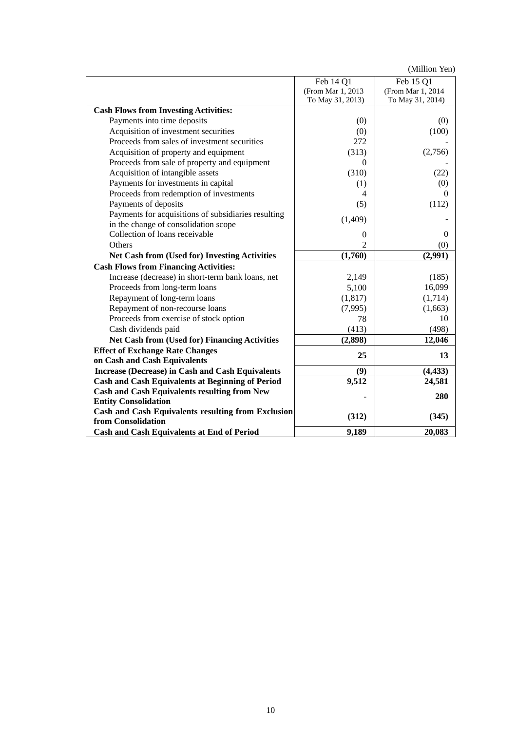(Million Yen)

| | Feb 14 Q1 (From Mar 1, 2013 To May 31, 2013) | Feb 15 Q1 (From Mar 1, 2014 To May 31, 2014) |
|---|---|---|
| **Cash Flows from Investing Activities:** | | |
| Payments into time deposits | (0) | (0) |
| Acquisition of investment securities | (0) | (100) |
| Proceeds from sales of investment securities | 272 | - |
| Acquisition of property and equipment | (313) | (2,756) |
| Proceeds from sale of property and equipment | 0 | - |
| Acquisition of intangible assets | (310) | (22) |
| Payments for investments in capital | (1) | (0) |
| Proceeds from redemption of investments | 4 | 0 |
| Payments of deposits | (5) | (112) |
| Payments for acquisitions of subsidiaries resulting in the change of consolidation scope | (1,409) | - |
| Collection of loans receivable | 0 | 0 |
| Others | 2 | (0) |
| **Net Cash from (Used for) Investing Activities** | **(1,760)** | **(2,991)** |
| **Cash Flows from Financing Activities:** | | |
| Increase (decrease) in short-term bank loans, net | 2,149 | (185) |
| Proceeds from long-term loans | 5,100 | 16,099 |
| Repayment of long-term loans | (1,817) | (1,714) |
| Repayment of non-recourse loans | (7,995) | (1,663) |
| Proceeds from exercise of stock option | 78 | 10 |
| Cash dividends paid | (413) | (498) |
| **Net Cash from (Used for) Financing Activities** | **(2,898)** | **12,046** |
| **Effect of Exchange Rate Changes on Cash and Cash Equivalents** | **25** | **13** |
| **Increase (Decrease) in Cash and Cash Equivalents** | **(9)** | **(4,433)** |
| **Cash and Cash Equivalents at Beginning of Period** | **9,512** | **24,581** |
| **Cash and Cash Equivalents resulting from New Entity Consolidation** | **-** | **280** |
| **Cash and Cash Equivalents resulting from Exclusion from Consolidation** | **(312)** | **(345)** |
| **Cash and Cash Equivalents at End of Period** | **9,189** | **20,083** |